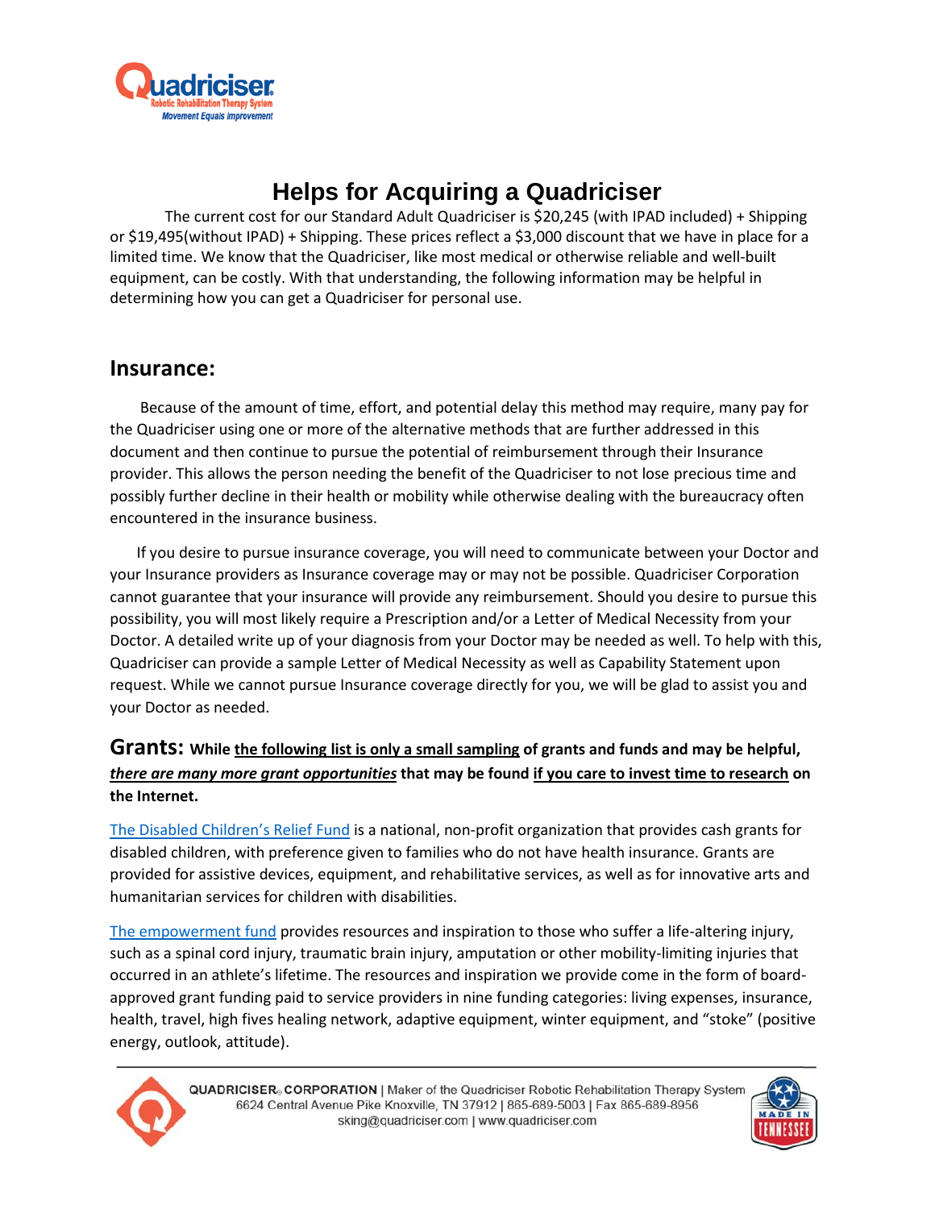# Helps for Acquiring a Quadriciser

The current cost for our Standard Adult Quadriciser is $20,245 (with IPAD included) + Shipping or $19,495(without IPAD) + Shipping. These prices reflect a $3,000 discount that we have in place for a limited time. We know that the Quadriciser, like most medical or otherwise reliable and well-built equipment, can be costly. With that understanding, the following information may be helpful in determining how you can get a Quadriciser for personal use.

## Insurance:

Because of the amount of time, effort, and potential delay this method may require, many pay for the Quadriciser using one or more of the alternative methods that are further addressed in this document and then continue to pursue the potential of reimbursement through their Insurance provider. This allows the person needing the benefit of the Quadriciser to not lose precious time and possibly further decline in their health or mobility while otherwise dealing with the bureaucracy often encountered in the insurance business.

If you desire to pursue insurance coverage, you will need to communicate between your Doctor and your Insurance providers as Insurance coverage may or may not be possible. Quadriciser Corporation cannot guarantee that your insurance will provide any reimbursement. Should you desire to pursue this possibility, you will most likely require a Prescription and/or a Letter of Medical Necessity from your Doctor. A detailed write up of your diagnosis from your Doctor may be needed as well. To help with this, Quadriciser can provide a sample Letter of Medical Necessity as well as Capability Statement upon request. While we cannot pursue Insurance coverage directly for you, we will be glad to assist you and your Doctor as needed.

## Grants: **While the following list is only a small sampling of grants and funds and may be helpful, *there are many more grant opportunities* that may be found if you care to invest time to research on the Internet.**

The Disabled Children's Relief Fund is a national, non-profit organization that provides cash grants for disabled children, with preference given to families who do not have health insurance. Grants are provided for assistive devices, equipment, and rehabilitative services, as well as for innovative arts and humanitarian services for children with disabilities.

The empowerment fund provides resources and inspiration to those who suffer a life-altering injury, such as a spinal cord injury, traumatic brain injury, amputation or other mobility-limiting injuries that occurred in an athlete's lifetime. The resources and inspiration we provide come in the form of board-approved grant funding paid to service providers in nine funding categories: living expenses, insurance, health, travel, high fives healing network, adaptive equipment, winter equipment, and "stoke" (positive energy, outlook, attitude).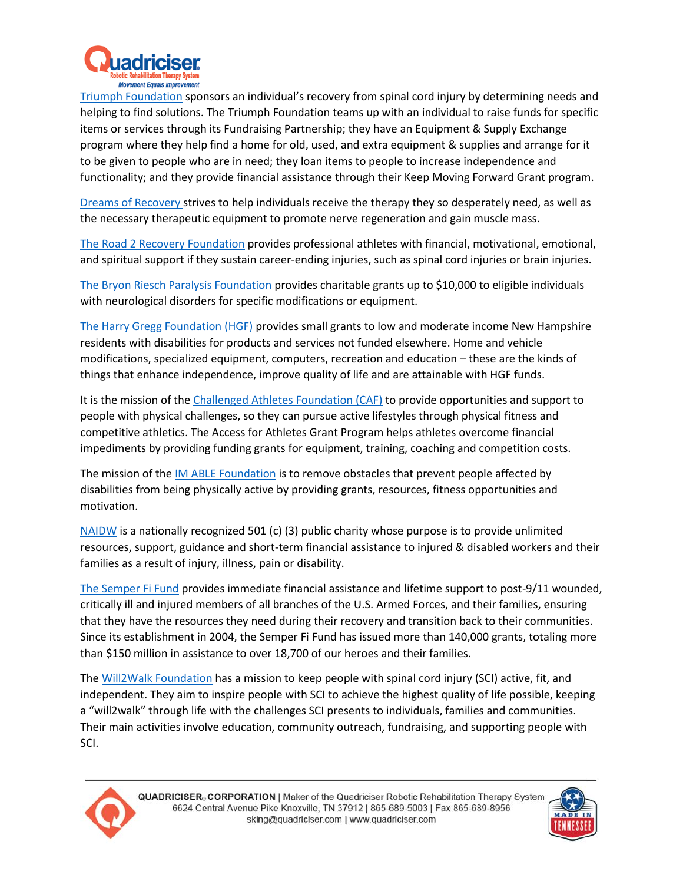Triumph Foundation sponsors an individual's recovery from spinal cord injury by determining needs and helping to find solutions. The Triumph Foundation teams up with an individual to raise funds for specific items or services through its Fundraising Partnership; they have an Equipment & Supply Exchange program where they help find a home for old, used, and extra equipment & supplies and arrange for it to be given to people who are in need; they loan items to people to increase independence and functionality; and they provide financial assistance through their Keep Moving Forward Grant program.

Dreams of Recovery strives to help individuals receive the therapy they so desperately need, as well as the necessary therapeutic equipment to promote nerve regeneration and gain muscle mass.

The Road 2 Recovery Foundation provides professional athletes with financial, motivational, emotional, and spiritual support if they sustain career-ending injuries, such as spinal cord injuries or brain injuries.

The Bryon Riesch Paralysis Foundation provides charitable grants up to $10,000 to eligible individuals with neurological disorders for specific modifications or equipment.

The Harry Gregg Foundation (HGF) provides small grants to low and moderate income New Hampshire residents with disabilities for products and services not funded elsewhere. Home and vehicle modifications, specialized equipment, computers, recreation and education – these are the kinds of things that enhance independence, improve quality of life and are attainable with HGF funds.

It is the mission of the Challenged Athletes Foundation (CAF) to provide opportunities and support to people with physical challenges, so they can pursue active lifestyles through physical fitness and competitive athletics. The Access for Athletes Grant Program helps athletes overcome financial impediments by providing funding grants for equipment, training, coaching and competition costs.

The mission of the IM ABLE Foundation is to remove obstacles that prevent people affected by disabilities from being physically active by providing grants, resources, fitness opportunities and motivation.

NAIDW is a nationally recognized 501 (c) (3) public charity whose purpose is to provide unlimited resources, support, guidance and short-term financial assistance to injured & disabled workers and their families as a result of injury, illness, pain or disability.

The Semper Fi Fund provides immediate financial assistance and lifetime support to post-9/11 wounded, critically ill and injured members of all branches of the U.S. Armed Forces, and their families, ensuring that they have the resources they need during their recovery and transition back to their communities. Since its establishment in 2004, the Semper Fi Fund has issued more than 140,000 grants, totaling more than $150 million in assistance to over 18,700 of our heroes and their families.

The Will2Walk Foundation has a mission to keep people with spinal cord injury (SCI) active, fit, and independent. They aim to inspire people with SCI to achieve the highest quality of life possible, keeping a "will2walk" through life with the challenges SCI presents to individuals, families and communities. Their main activities involve education, community outreach, fundraising, and supporting people with SCI.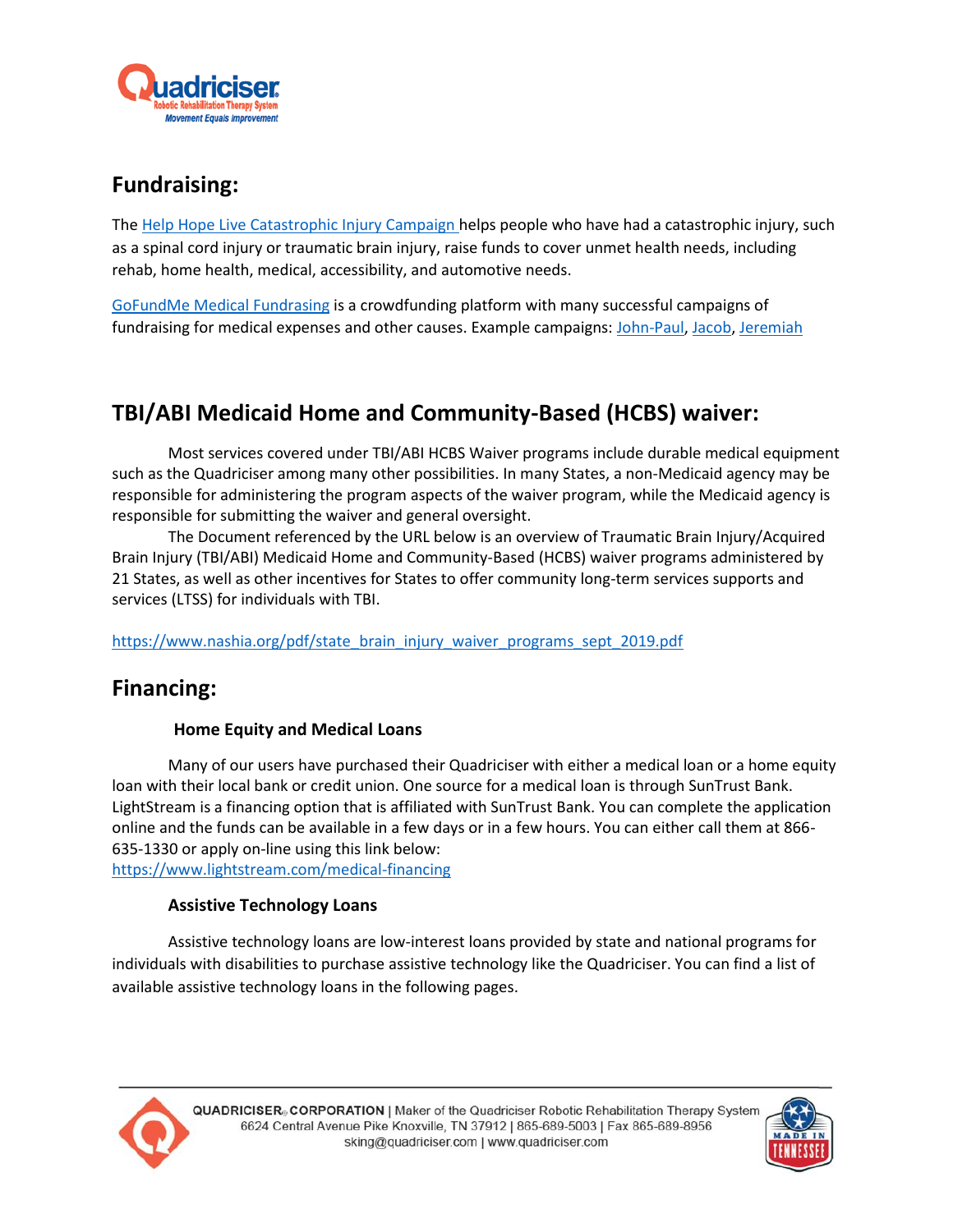## Fundraising:

The Help Hope Live Catastrophic Injury Campaign helps people who have had a catastrophic injury, such as a spinal cord injury or traumatic brain injury, raise funds to cover unmet health needs, including rehab, home health, medical, accessibility, and automotive needs.

GoFundMe Medical Fundrasing is a crowdfunding platform with many successful campaigns of fundraising for medical expenses and other causes. Example campaigns: John-Paul, Jacob, Jeremiah

## TBI/ABI Medicaid Home and Community-Based (HCBS) waiver:

Most services covered under TBI/ABI HCBS Waiver programs include durable medical equipment such as the Quadriciser among many other possibilities. In many States, a non-Medicaid agency may be responsible for administering the program aspects of the waiver program, while the Medicaid agency is responsible for submitting the waiver and general oversight.

The Document referenced by the URL below is an overview of Traumatic Brain Injury/Acquired Brain Injury (TBI/ABI) Medicaid Home and Community-Based (HCBS) waiver programs administered by 21 States, as well as other incentives for States to offer community long-term services supports and services (LTSS) for individuals with TBI.

https://www.nashia.org/pdf/state_brain_injury_waiver_programs_sept_2019.pdf

## Financing:

### Home Equity and Medical Loans

Many of our users have purchased their Quadriciser with either a medical loan or a home equity loan with their local bank or credit union. One source for a medical loan is through SunTrust Bank. LightStream is a financing option that is affiliated with SunTrust Bank. You can complete the application online and the funds can be available in a few days or in a few hours. You can either call them at 866-635-1330 or apply on-line using this link below:
https://www.lightstream.com/medical-financing

### Assistive Technology Loans

Assistive technology loans are low-interest loans provided by state and national programs for individuals with disabilities to purchase assistive technology like the Quadriciser. You can find a list of available assistive technology loans in the following pages.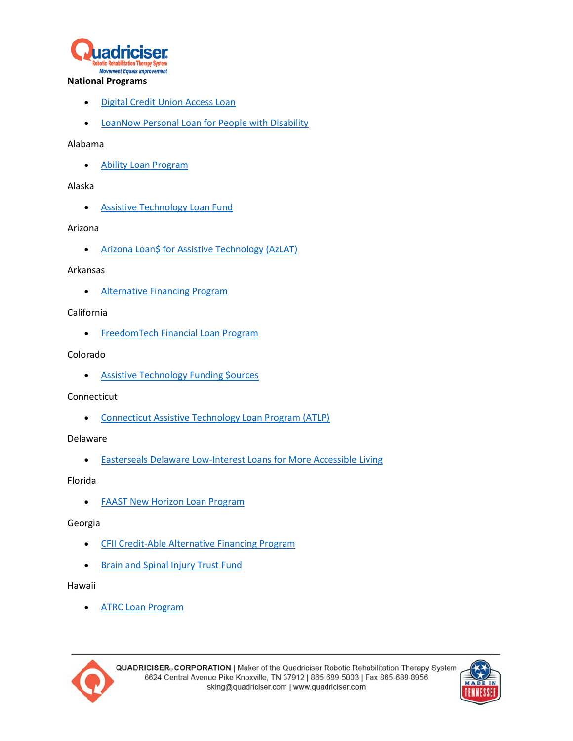## National Programs

- Digital Credit Union Access Loan
- LoanNow Personal Loan for People with Disability

Alabama

- Ability Loan Program

Alaska

- Assistive Technology Loan Fund

Arizona

- Arizona Loan$ for Assistive Technology (AzLAT)

Arkansas

- Alternative Financing Program

California

- FreedomTech Financial Loan Program

Colorado

- Assistive Technology Funding $ources

Connecticut

- Connecticut Assistive Technology Loan Program (ATLP)

Delaware

- Easterseals Delaware Low-Interest Loans for More Accessible Living

Florida

- FAAST New Horizon Loan Program

Georgia

- CFII Credit-Able Alternative Financing Program
- Brain and Spinal Injury Trust Fund

Hawaii

- ATRC Loan Program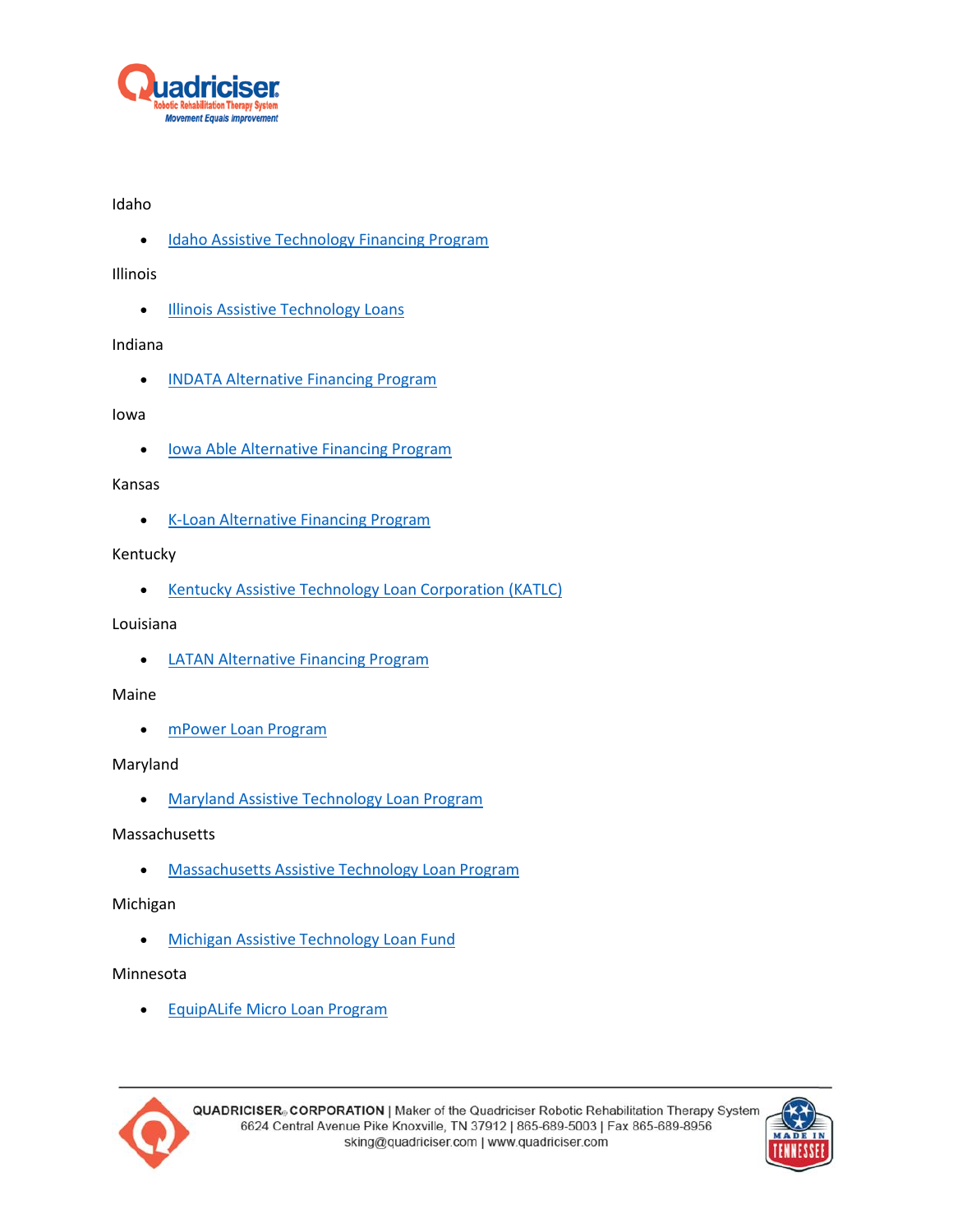Idaho

- Idaho Assistive Technology Financing Program

Illinois

- Illinois Assistive Technology Loans

Indiana

- INDATA Alternative Financing Program

Iowa

- Iowa Able Alternative Financing Program

Kansas

- K-Loan Alternative Financing Program

Kentucky

- Kentucky Assistive Technology Loan Corporation (KATLC)

Louisiana

- LATAN Alternative Financing Program

Maine

- mPower Loan Program

Maryland

- Maryland Assistive Technology Loan Program

Massachusetts

- Massachusetts Assistive Technology Loan Program

Michigan

- Michigan Assistive Technology Loan Fund

Minnesota

- EquipALife Micro Loan Program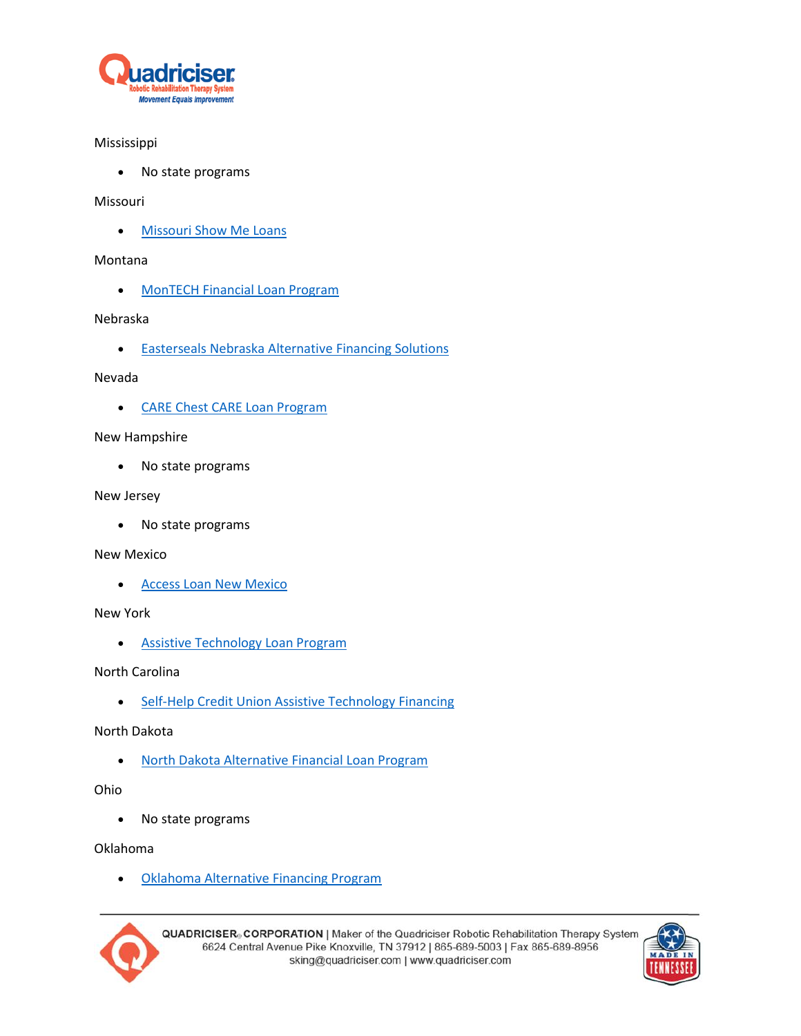Mississippi

- No state programs

Missouri

- Missouri Show Me Loans

Montana

- MonTECH Financial Loan Program

Nebraska

- Easterseals Nebraska Alternative Financing Solutions

Nevada

- CARE Chest CARE Loan Program

New Hampshire

- No state programs

New Jersey

- No state programs

New Mexico

- Access Loan New Mexico

New York

- Assistive Technology Loan Program

North Carolina

- Self-Help Credit Union Assistive Technology Financing

North Dakota

- North Dakota Alternative Financial Loan Program

Ohio

- No state programs

Oklahoma

- Oklahoma Alternative Financing Program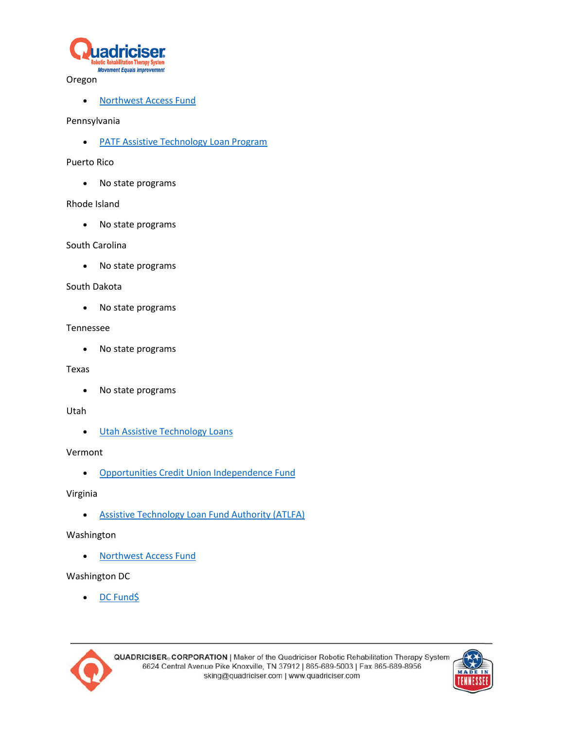Oregon

- Northwest Access Fund

Pennsylvania

- PATF Assistive Technology Loan Program

Puerto Rico

- No state programs

Rhode Island

- No state programs

South Carolina

- No state programs

South Dakota

- No state programs

Tennessee

- No state programs

Texas

- No state programs

Utah

- Utah Assistive Technology Loans

Vermont

- Opportunities Credit Union Independence Fund

Virginia

- Assistive Technology Loan Fund Authority (ATLFA)

Washington

- Northwest Access Fund

Washington DC

- DC Fund$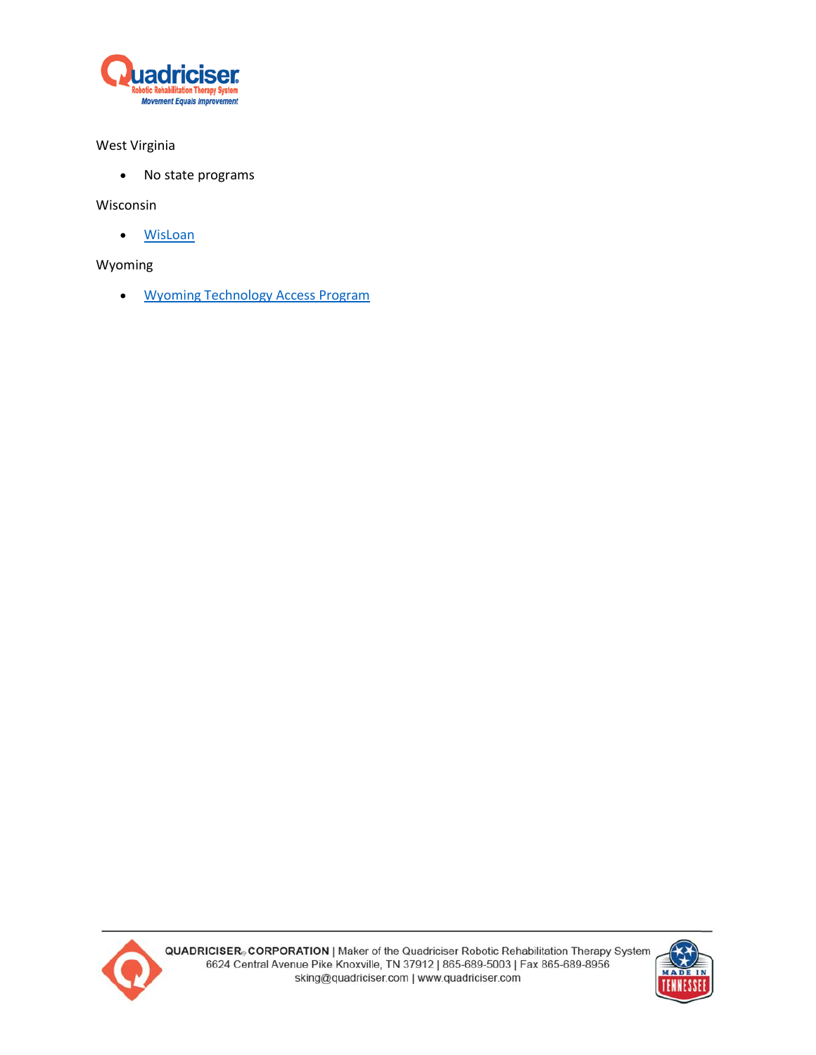West Virginia

- No state programs

Wisconsin

- WisLoan

Wyoming

- Wyoming Technology Access Program